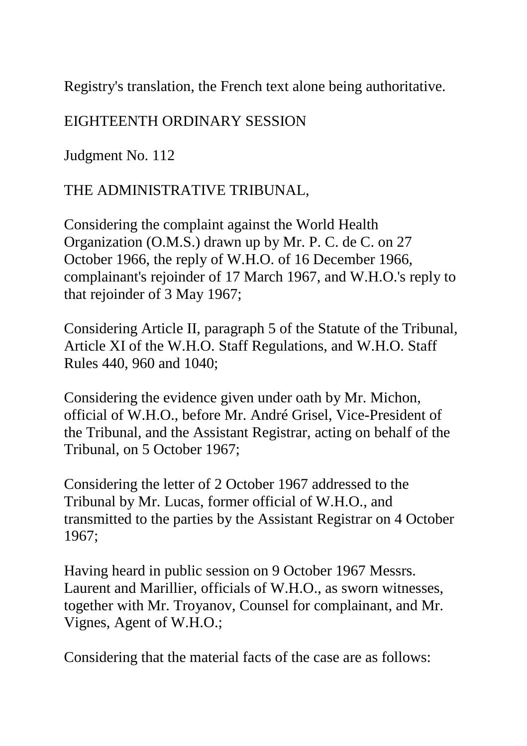Registry's translation, the French text alone being authoritative.

EIGHTEENTH ORDINARY SESSION

Judgment No. 112

THE ADMINISTRATIVE TRIBUNAL,

Considering the complaint against the World Health Organization (O.M.S.) drawn up by Mr. P. C. de C. on 27 October 1966, the reply of W.H.O. of 16 December 1966, complainant's rejoinder of 17 March 1967, and W.H.O.'s reply to that rejoinder of 3 May 1967;

Considering Article II, paragraph 5 of the Statute of the Tribunal, Article XI of the W.H.O. Staff Regulations, and W.H.O. Staff Rules 440, 960 and 1040;

Considering the evidence given under oath by Mr. Michon, official of W.H.O., before Mr. André Grisel, Vice-President of the Tribunal, and the Assistant Registrar, acting on behalf of the Tribunal, on 5 October 1967;

Considering the letter of 2 October 1967 addressed to the Tribunal by Mr. Lucas, former official of W.H.O., and transmitted to the parties by the Assistant Registrar on 4 October 1967;

Having heard in public session on 9 October 1967 Messrs. Laurent and Marillier, officials of W.H.O., as sworn witnesses, together with Mr. Troyanov, Counsel for complainant, and Mr. Vignes, Agent of W.H.O.;

Considering that the material facts of the case are as follows: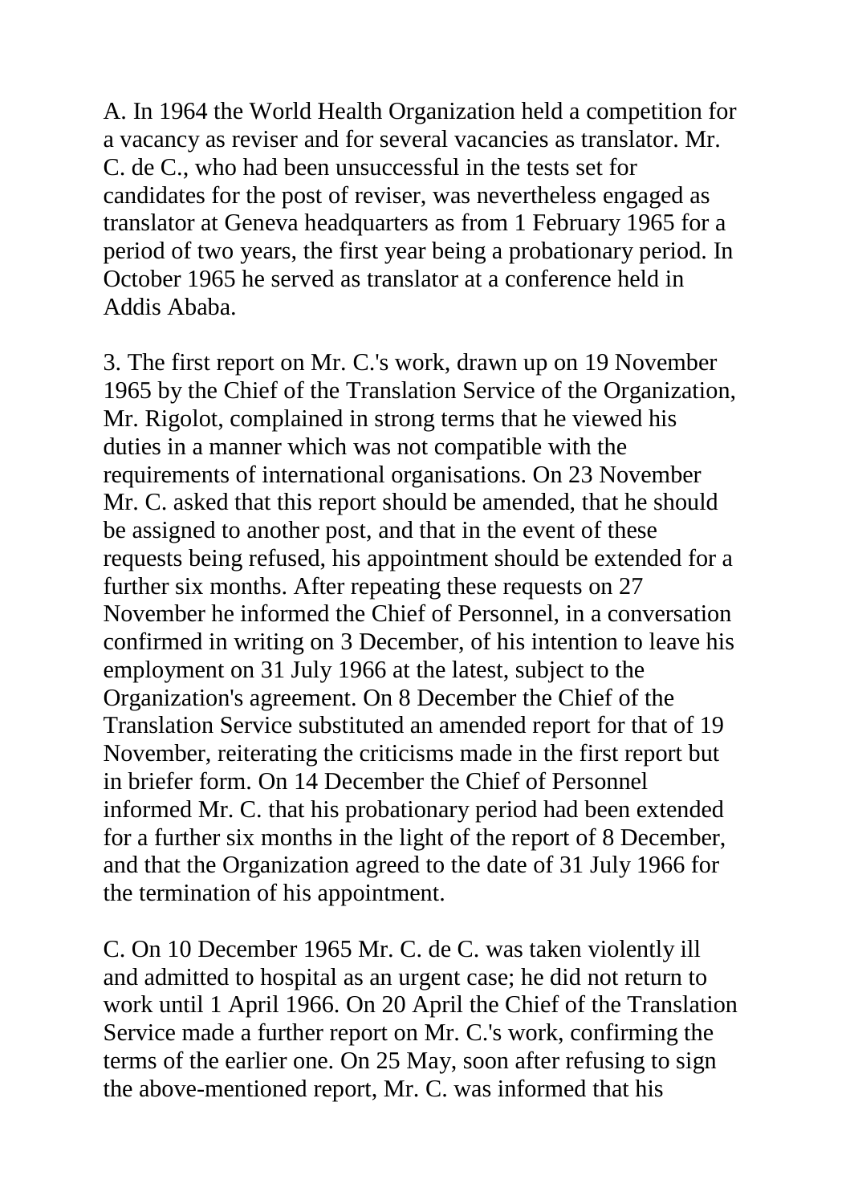A. In 1964 the World Health Organization held a competition for a vacancy as reviser and for several vacancies as translator. Mr. C. de C., who had been unsuccessful in the tests set for candidates for the post of reviser, was nevertheless engaged as translator at Geneva headquarters as from 1 February 1965 for a period of two years, the first year being a probationary period. In October 1965 he served as translator at a conference held in Addis Ababa.

3. The first report on Mr. C.'s work, drawn up on 19 November 1965 by the Chief of the Translation Service of the Organization, Mr. Rigolot, complained in strong terms that he viewed his duties in a manner which was not compatible with the requirements of international organisations. On 23 November Mr. C. asked that this report should be amended, that he should be assigned to another post, and that in the event of these requests being refused, his appointment should be extended for a further six months. After repeating these requests on 27 November he informed the Chief of Personnel, in a conversation confirmed in writing on 3 December, of his intention to leave his employment on 31 July 1966 at the latest, subject to the Organization's agreement. On 8 December the Chief of the Translation Service substituted an amended report for that of 19 November, reiterating the criticisms made in the first report but in briefer form. On 14 December the Chief of Personnel informed Mr. C. that his probationary period had been extended for a further six months in the light of the report of 8 December, and that the Organization agreed to the date of 31 July 1966 for the termination of his appointment.

C. On 10 December 1965 Mr. C. de C. was taken violently ill and admitted to hospital as an urgent case; he did not return to work until 1 April 1966. On 20 April the Chief of the Translation Service made a further report on Mr. C.'s work, confirming the terms of the earlier one. On 25 May, soon after refusing to sign the above-mentioned report, Mr. C. was informed that his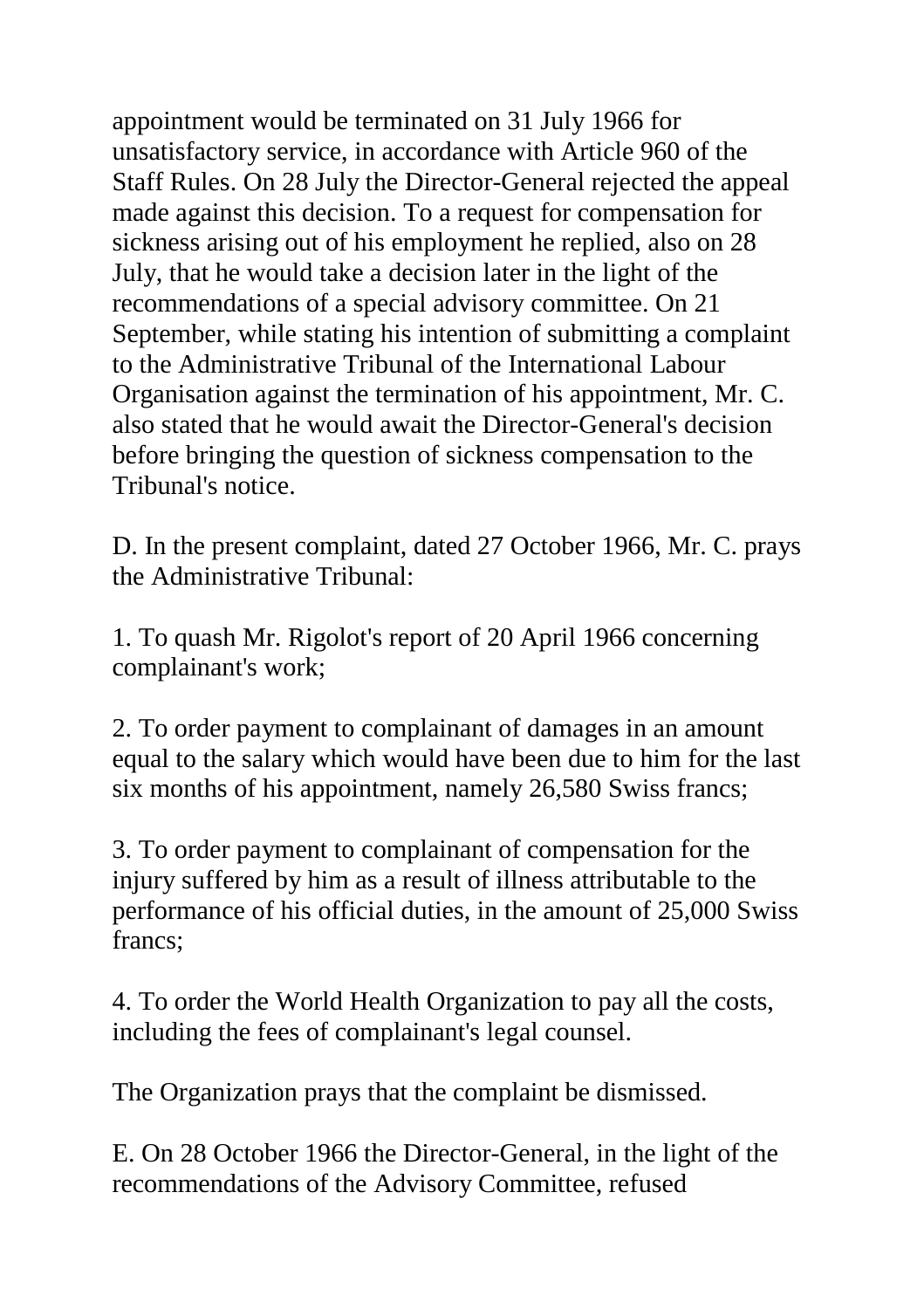appointment would be terminated on 31 July 1966 for unsatisfactory service, in accordance with Article 960 of the Staff Rules. On 28 July the Director-General rejected the appeal made against this decision. To a request for compensation for sickness arising out of his employment he replied, also on 28 July, that he would take a decision later in the light of the recommendations of a special advisory committee. On 21 September, while stating his intention of submitting a complaint to the Administrative Tribunal of the International Labour Organisation against the termination of his appointment, Mr. C. also stated that he would await the Director-General's decision before bringing the question of sickness compensation to the Tribunal's notice.

D. In the present complaint, dated 27 October 1966, Mr. C. prays the Administrative Tribunal:

1. To quash Mr. Rigolot's report of 20 April 1966 concerning complainant's work;

2. To order payment to complainant of damages in an amount equal to the salary which would have been due to him for the last six months of his appointment, namely 26,580 Swiss francs;

3. To order payment to complainant of compensation for the injury suffered by him as a result of illness attributable to the performance of his official duties, in the amount of 25,000 Swiss francs;

4. To order the World Health Organization to pay all the costs, including the fees of complainant's legal counsel.

The Organization prays that the complaint be dismissed.

E. On 28 October 1966 the Director-General, in the light of the recommendations of the Advisory Committee, refused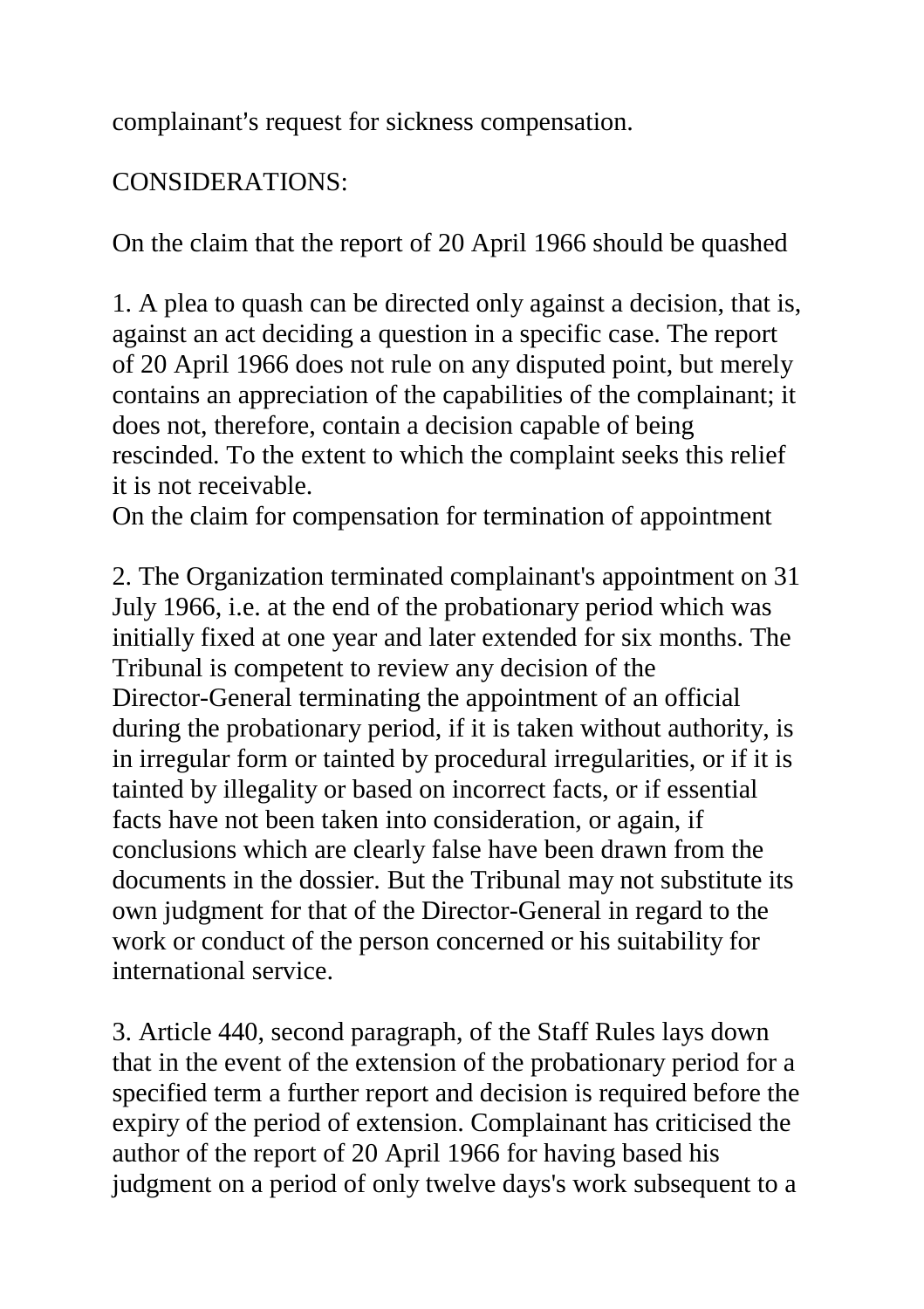complainant's request for sickness compensation.

CONSIDERATIONS:

On the claim that the report of 20 April 1966 should be quashed

1. A plea to quash can be directed only against a decision, that is, against an act deciding a question in a specific case. The report of 20 April 1966 does not rule on any disputed point, but merely contains an appreciation of the capabilities of the complainant; it does not, therefore, contain a decision capable of being rescinded. To the extent to which the complaint seeks this relief it is not receivable.

On the claim for compensation for termination of appointment

2. The Organization terminated complainant's appointment on 31 July 1966, i.e. at the end of the probationary period which was initially fixed at one year and later extended for six months. The Tribunal is competent to review any decision of the Director-General terminating the appointment of an official during the probationary period, if it is taken without authority, is in irregular form or tainted by procedural irregularities, or if it is tainted by illegality or based on incorrect facts, or if essential facts have not been taken into consideration, or again, if conclusions which are clearly false have been drawn from the documents in the dossier. But the Tribunal may not substitute its own judgment for that of the Director-General in regard to the work or conduct of the person concerned or his suitability for international service.

3. Article 440, second paragraph, of the Staff Rules lays down that in the event of the extension of the probationary period for a specified term a further report and decision is required before the expiry of the period of extension. Complainant has criticised the author of the report of 20 April 1966 for having based his judgment on a period of only twelve days's work subsequent to a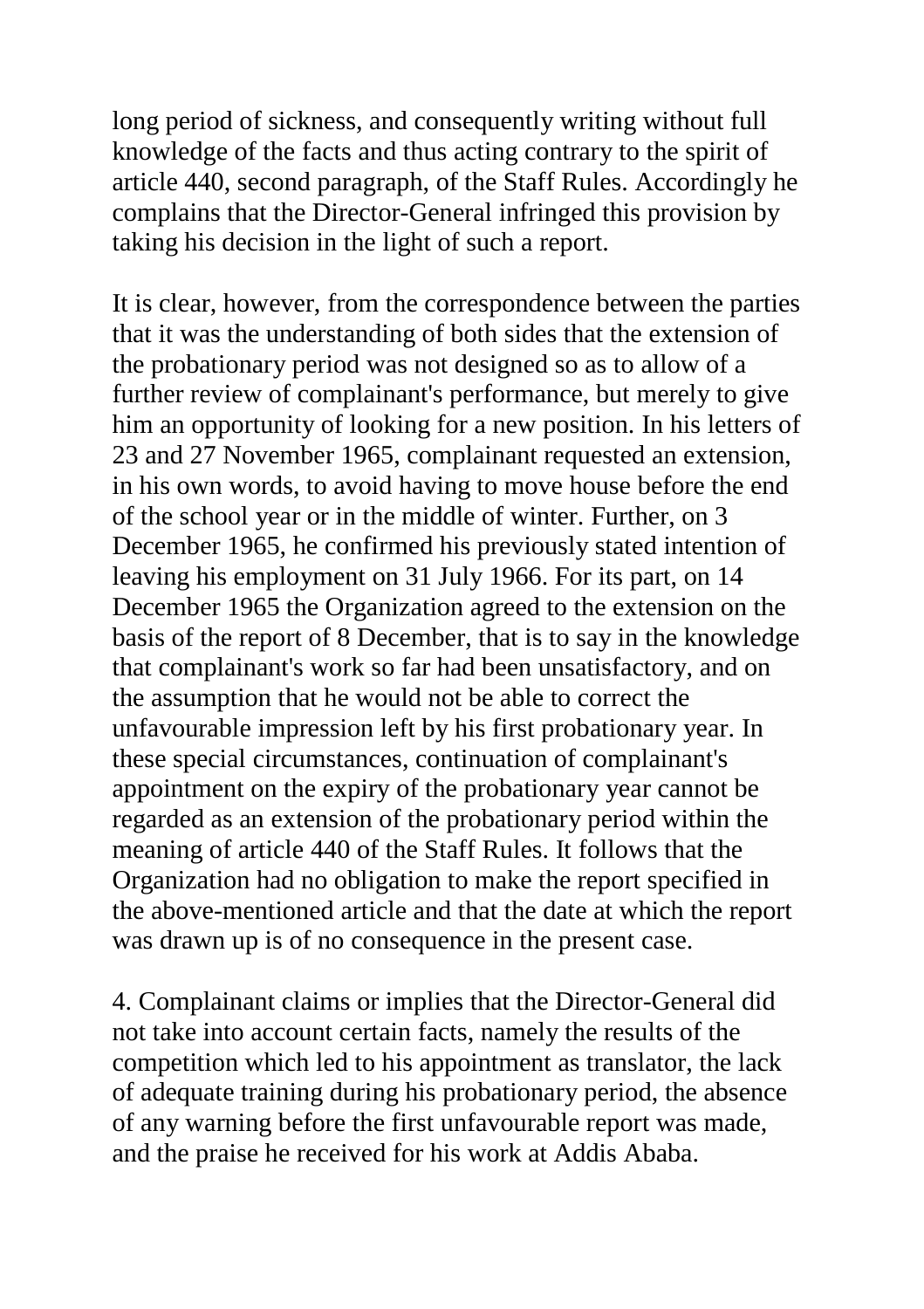long period of sickness, and consequently writing without full knowledge of the facts and thus acting contrary to the spirit of article 440, second paragraph, of the Staff Rules. Accordingly he complains that the Director-General infringed this provision by taking his decision in the light of such a report.

It is clear, however, from the correspondence between the parties that it was the understanding of both sides that the extension of the probationary period was not designed so as to allow of a further review of complainant's performance, but merely to give him an opportunity of looking for a new position. In his letters of 23 and 27 November 1965, complainant requested an extension, in his own words, to avoid having to move house before the end of the school year or in the middle of winter. Further, on 3 December 1965, he confirmed his previously stated intention of leaving his employment on 31 July 1966. For its part, on 14 December 1965 the Organization agreed to the extension on the basis of the report of 8 December, that is to say in the knowledge that complainant's work so far had been unsatisfactory, and on the assumption that he would not be able to correct the unfavourable impression left by his first probationary year. In these special circumstances, continuation of complainant's appointment on the expiry of the probationary year cannot be regarded as an extension of the probationary period within the meaning of article 440 of the Staff Rules. It follows that the Organization had no obligation to make the report specified in the above-mentioned article and that the date at which the report was drawn up is of no consequence in the present case.

4. Complainant claims or implies that the Director-General did not take into account certain facts, namely the results of the competition which led to his appointment as translator, the lack of adequate training during his probationary period, the absence of any warning before the first unfavourable report was made, and the praise he received for his work at Addis Ababa.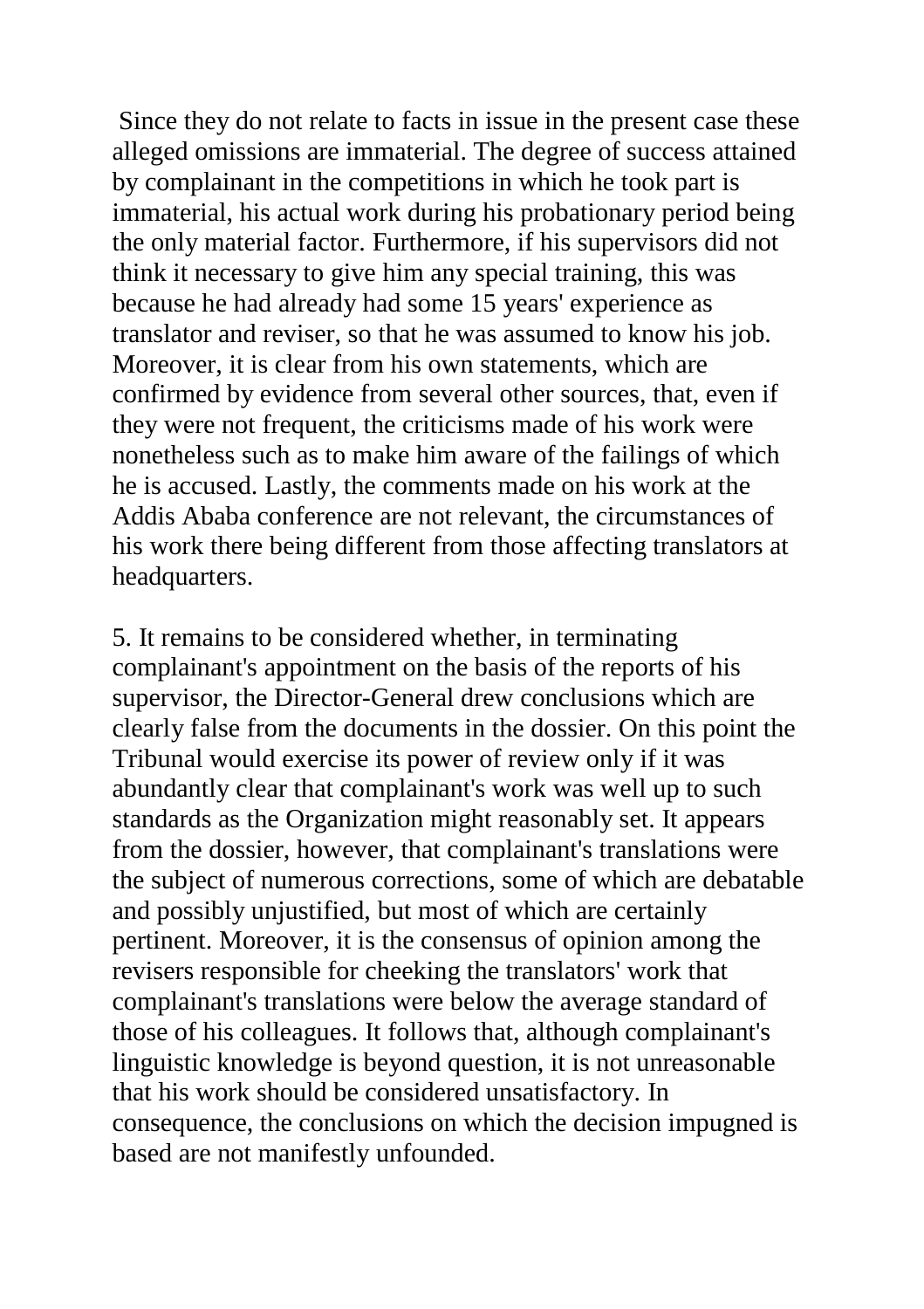Since they do not relate to facts in issue in the present case these alleged omissions are immaterial. The degree of success attained by complainant in the competitions in which he took part is immaterial, his actual work during his probationary period being the only material factor. Furthermore, if his supervisors did not think it necessary to give him any special training, this was because he had already had some 15 years' experience as translator and reviser, so that he was assumed to know his job. Moreover, it is clear from his own statements, which are confirmed by evidence from several other sources, that, even if they were not frequent, the criticisms made of his work were nonetheless such as to make him aware of the failings of which he is accused. Lastly, the comments made on his work at the Addis Ababa conference are not relevant, the circumstances of his work there being different from those affecting translators at headquarters.

5. It remains to be considered whether, in terminating complainant's appointment on the basis of the reports of his supervisor, the Director-General drew conclusions which are clearly false from the documents in the dossier. On this point the Tribunal would exercise its power of review only if it was abundantly clear that complainant's work was well up to such standards as the Organization might reasonably set. It appears from the dossier, however, that complainant's translations were the subject of numerous corrections, some of which are debatable and possibly unjustified, but most of which are certainly pertinent. Moreover, it is the consensus of opinion among the revisers responsible for cheeking the translators' work that complainant's translations were below the average standard of those of his colleagues. It follows that, although complainant's linguistic knowledge is beyond question, it is not unreasonable that his work should be considered unsatisfactory. In consequence, the conclusions on which the decision impugned is based are not manifestly unfounded.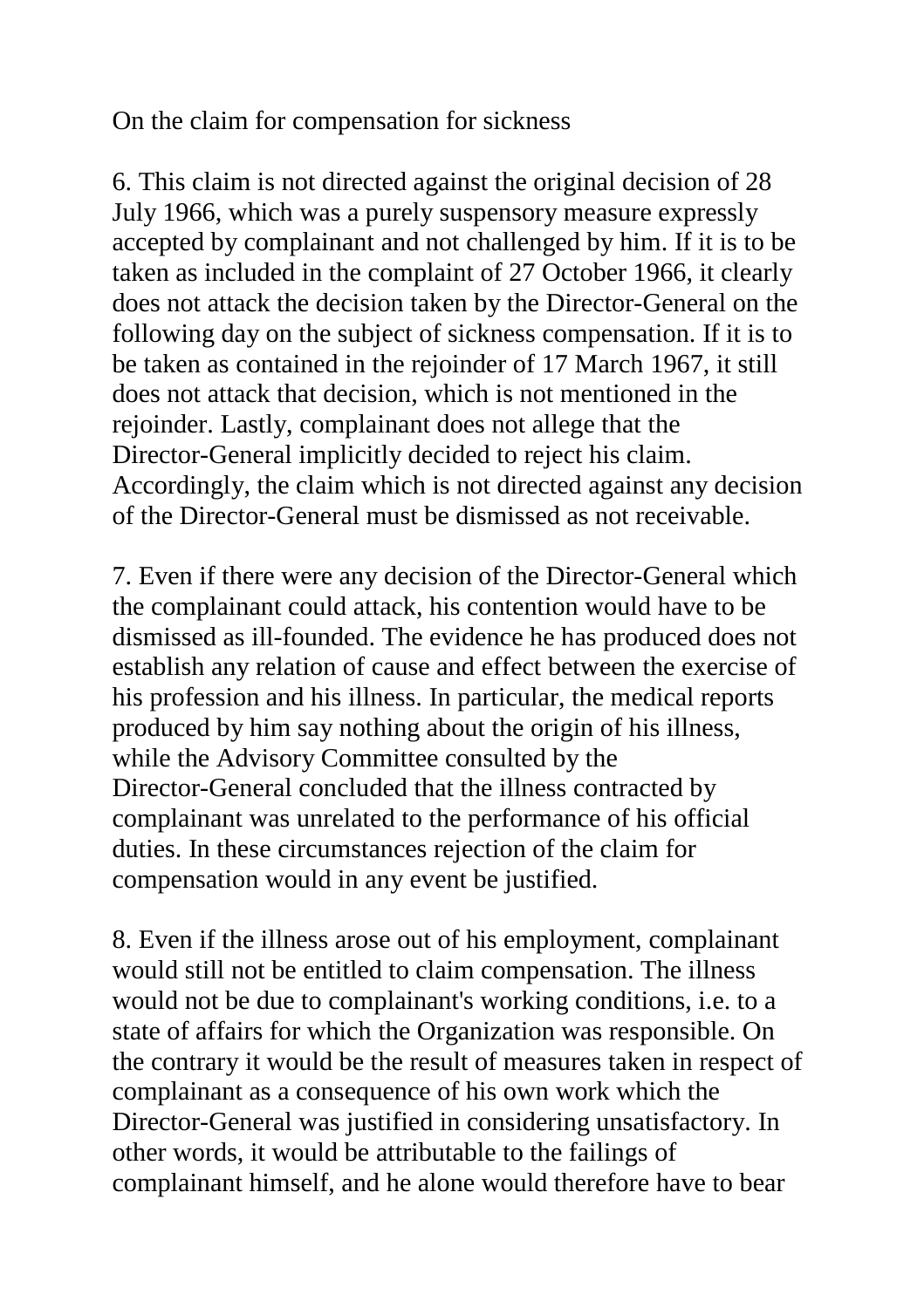On the claim for compensation for sickness

6. This claim is not directed against the original decision of 28 July 1966, which was a purely suspensory measure expressly accepted by complainant and not challenged by him. If it is to be taken as included in the complaint of 27 October 1966, it clearly does not attack the decision taken by the Director-General on the following day on the subject of sickness compensation. If it is to be taken as contained in the rejoinder of 17 March 1967, it still does not attack that decision, which is not mentioned in the rejoinder. Lastly, complainant does not allege that the Director-General implicitly decided to reject his claim. Accordingly, the claim which is not directed against any decision of the Director-General must be dismissed as not receivable.

7. Even if there were any decision of the Director-General which the complainant could attack, his contention would have to be dismissed as ill-founded. The evidence he has produced does not establish any relation of cause and effect between the exercise of his profession and his illness. In particular, the medical reports produced by him say nothing about the origin of his illness, while the Advisory Committee consulted by the Director-General concluded that the illness contracted by complainant was unrelated to the performance of his official duties. In these circumstances rejection of the claim for compensation would in any event be justified.

8. Even if the illness arose out of his employment, complainant would still not be entitled to claim compensation. The illness would not be due to complainant's working conditions, i.e. to a state of affairs for which the Organization was responsible. On the contrary it would be the result of measures taken in respect of complainant as a consequence of his own work which the Director-General was justified in considering unsatisfactory. In other words, it would be attributable to the failings of complainant himself, and he alone would therefore have to bear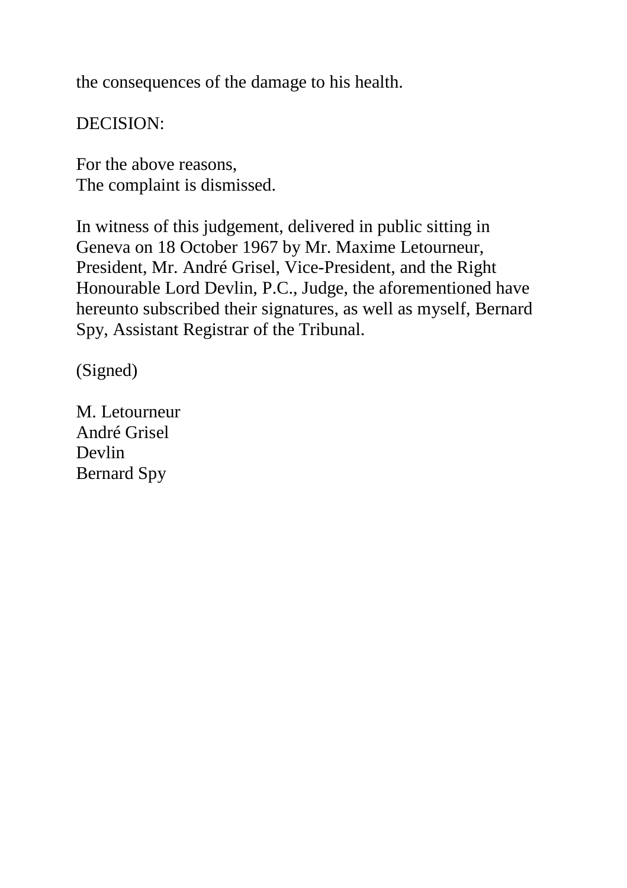the consequences of the damage to his health.

DECISION:

For the above reasons,
The complaint is dismissed.

In witness of this judgement, delivered in public sitting in Geneva on 18 October 1967 by Mr. Maxime Letourneur, President, Mr. André Grisel, Vice-President, and the Right Honourable Lord Devlin, P.C., Judge, the aforementioned have hereunto subscribed their signatures, as well as myself, Bernard Spy, Assistant Registrar of the Tribunal.

(Signed)

M. Letourneur
André Grisel
Devlin
Bernard Spy